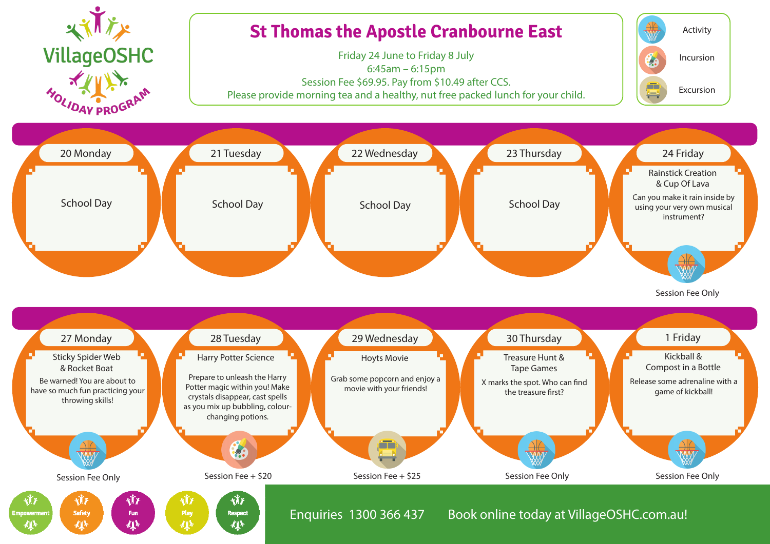VillageOSHC

HOLIDAY PROGRAM

# St Thomas the Apostle Cranbourne East

Friday 24 June to Friday 8 July
6:45am – 6:15pm
Session Fee $69.95. Pay from $10.49 after CCS.
Please provide morning tea and a healthy, nut free packed lunch for your child.

Activity
Incursion
Excursion

## 20 Monday

School Day

## 21 Tuesday

School Day

## 22 Wednesday

School Day

## 23 Thursday

School Day

## 24 Friday

**Rainstick Creation & Cup Of Lava**

Can you make it rain inside by using your very own musical instrument?

Session Fee Only

## 27 Monday

**Sticky Spider Web & Rocket Boat**

Be warned! You are about to have so much fun practicing your throwing skills!

Session Fee Only

## 28 Tuesday

**Harry Potter Science**

Prepare to unleash the Harry Potter magic within you! Make crystals disappear, cast spells as you mix up bubbling, colour-changing potions.

Session Fee + $20

## 29 Wednesday

**Hoyts Movie**

Grab some popcorn and enjoy a movie with your friends!

Session Fee + $25

## 30 Thursday

**Treasure Hunt & Tape Games**

X marks the spot. Who can find the treasure first?

Session Fee Only

## 1 Friday

**Kickball & Compost in a Bottle**

Release some adrenaline with a game of kickball!

Session Fee Only

Empowerment | Safety | Fun | Play | Respect

Enquiries 1300 366 437 Book online today at VillageOSHC.com.au!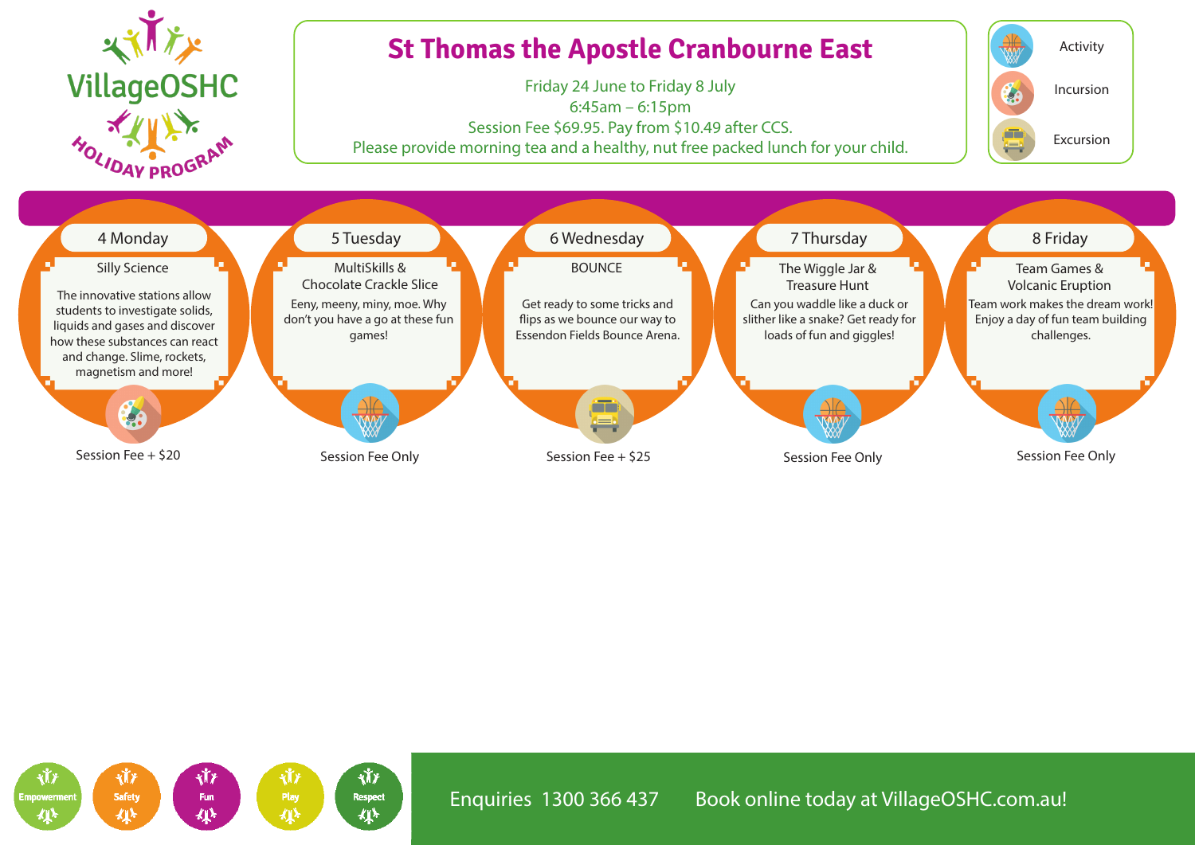VillageOSHC

HOLIDAY PROGRAM

# St Thomas the Apostle Cranbourne East

Friday 24 June to Friday 8 July
6:45am – 6:15pm
Session Fee $69.95. Pay from $10.49 after CCS.
Please provide morning tea and a healthy, nut free packed lunch for your child.

Activity
Incursion
Excursion

## 4 Monday

**Silly Science**

The innovative stations allow students to investigate solids, liquids and gases and discover how these substances can react and change. Slime, rockets, magnetism and more!

Session Fee + $20

## 5 Tuesday

**MultiSkills & Chocolate Crackle Slice**

Eeny, meeny, miny, moe. Why don't you have a go at these fun games!

Session Fee Only

## 6 Wednesday

**BOUNCE**

Get ready to some tricks and flips as we bounce our way to Essendon Fields Bounce Arena.

Session Fee + $25

## 7 Thursday

**The Wiggle Jar & Treasure Hunt**

Can you waddle like a duck or slither like a snake? Get ready for loads of fun and giggles!

Session Fee Only

## 8 Friday

**Team Games & Volcanic Eruption**

Team work makes the dream work! Enjoy a day of fun team building challenges.

Session Fee Only

Empowerment
Safety
Fun
Play
Respect

Enquiries 1300 366 437 Book online today at VillageOSHC.com.au!